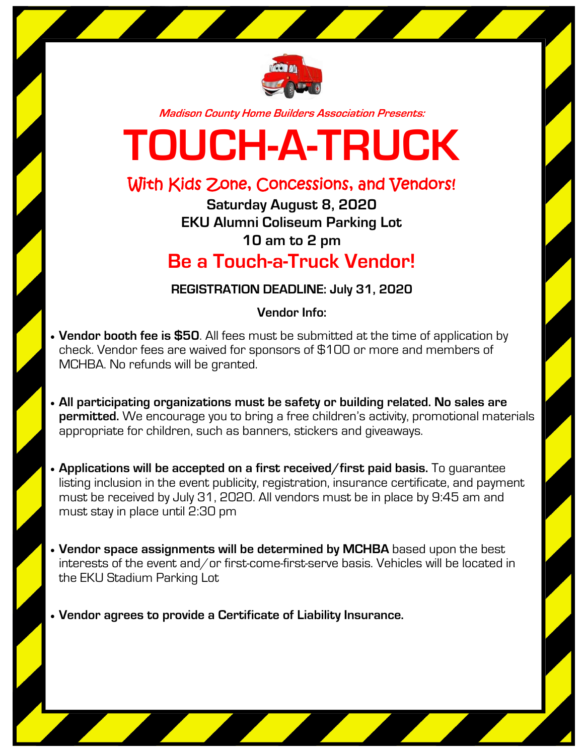*Madison County Home Builders Association Presents:*

# TOUCH-A-TRUCK

## With Kids Zone, Concessions, and Vendors!

**Saturday August 8, 2020**
**EKU Alumni Coliseum Parking Lot**
**10 am to 2 pm**

## Be a Touch-a-Truck Vendor!

**REGISTRATION DEADLINE: July 31, 2020**

**Vendor Info:**

- **Vendor booth fee is $50**. All fees must be submitted at the time of application by check. Vendor fees are waived for sponsors of $100 or more and members of MCHBA. No refunds will be granted.

- **All participating organizations must be safety or building related. No sales are permitted.** We encourage you to bring a free children's activity, promotional materials appropriate for children, such as banners, stickers and giveaways.

- **Applications will be accepted on a first received/first paid basis.** To guarantee listing inclusion in the event publicity, registration, insurance certificate, and payment must be received by July 31, 2020. All vendors must be in place by 9:45 am and must stay in place until 2:30 pm

- **Vendor space assignments will be determined by MCHBA** based upon the best interests of the event and/or first-come-first-serve basis. Vehicles will be located in the EKU Stadium Parking Lot

- **Vendor agrees to provide a Certificate of Liability Insurance.**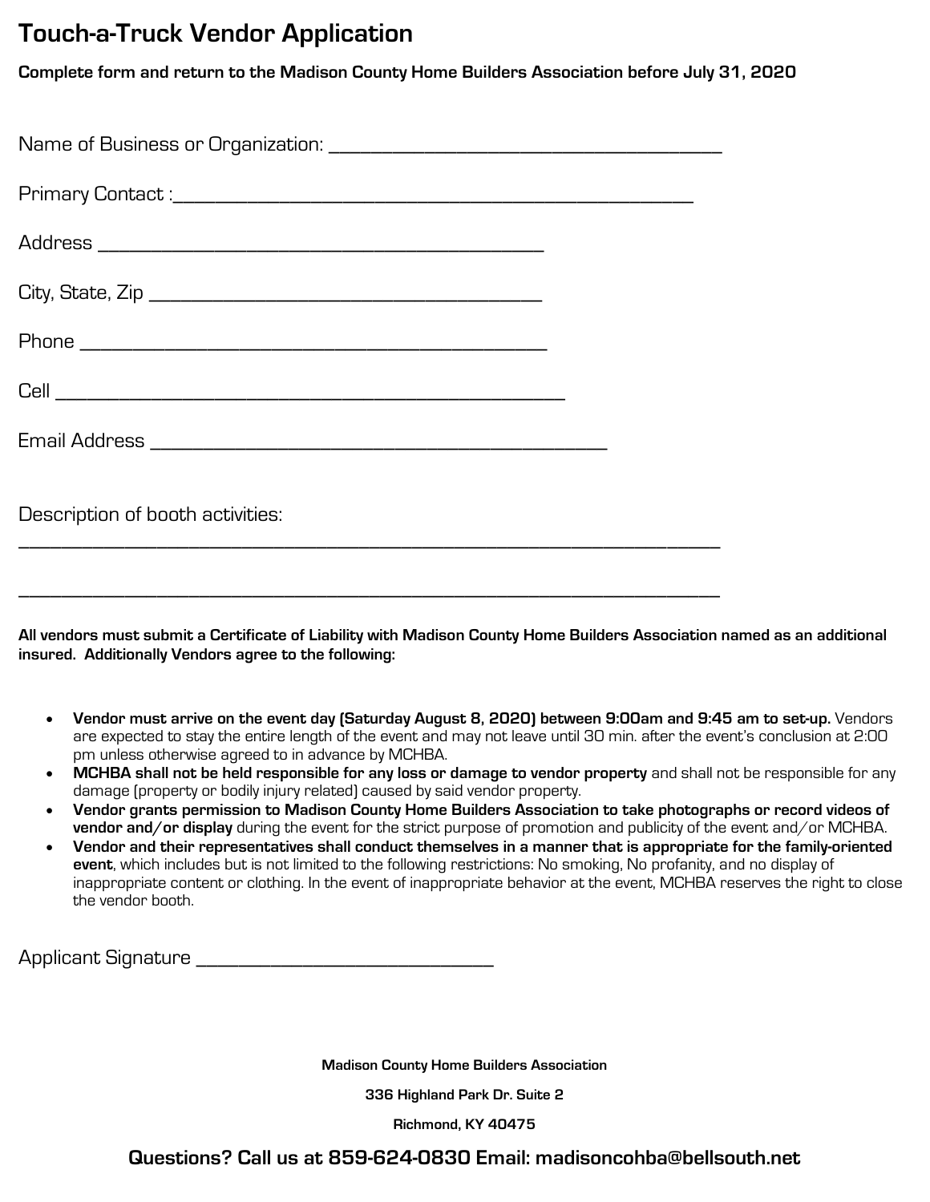# Touch-a-Truck Vendor Application

**Complete form and return to the Madison County Home Builders Association before July 31, 2020**

Name of Business or Organization: ________________________________________

Primary Contact :______________________________________________________

Address ______________________________________________

City, State, Zip ________________________________________

Phone _______________________________________________

Cell __________________________________________________

Email Address _______________________________________________

Description of booth activities:

________________________________________________________________________

________________________________________________________________________

**All vendors must submit a Certificate of Liability with Madison County Home Builders Association named as an additional insured. Additionally Vendors agree to the following:**

- **Vendor must arrive on the event day (Saturday August 8, 2020) between 9:00am and 9:45 am to set-up.** Vendors are expected to stay the entire length of the event and may not leave until 30 min. after the event's conclusion at 2:00 pm unless otherwise agreed to in advance by MCHBA.
- **MCHBA shall not be held responsible for any loss or damage to vendor property** and shall not be responsible for any damage (property or bodily injury related) caused by said vendor property.
- **Vendor grants permission to Madison County Home Builders Association to take photographs or record videos of vendor and/or display** during the event for the strict purpose of promotion and publicity of the event and/or MCHBA.
- **Vendor and their representatives shall conduct themselves in a manner that is appropriate for the family-oriented event**, which includes but is not limited to the following restrictions: No smoking, No profanity, and no display of inappropriate content or clothing. In the event of inappropriate behavior at the event, MCHBA reserves the right to close the vendor booth.

Applicant Signature ______________________________

**Madison County Home Builders Association**

**336 Highland Park Dr. Suite 2**

**Richmond, KY 40475**

**Questions? Call us at 859-624-0830 Email: madisoncohba@bellsouth.net**